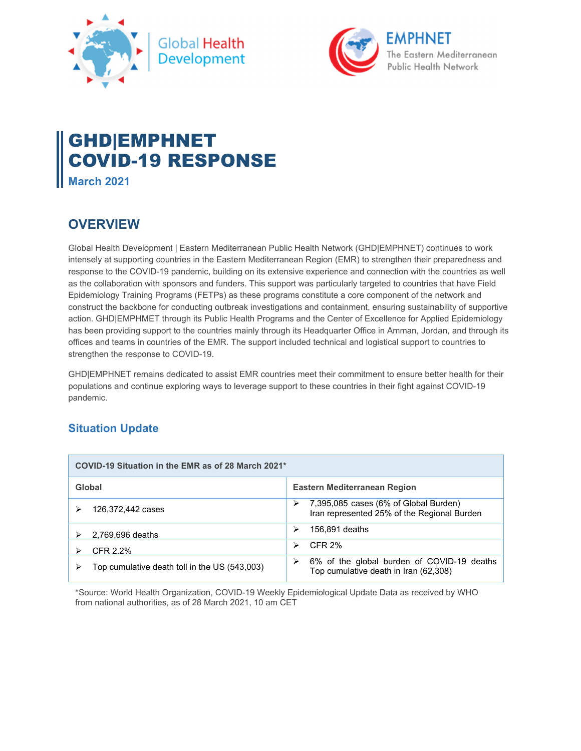# GHD|EMPHNET COVID-19 RESPONSE

**March 2021**

## OVERVIEW

Global Health Development | Eastern Mediterranean Public Health Network (GHD|EMPHNET) continues to work intensely at supporting countries in the Eastern Mediterranean Region (EMR) to strengthen their preparedness and response to the COVID-19 pandemic, building on its extensive experience and connection with the countries as well as the collaboration with sponsors and funders. This support was particularly targeted to countries that have Field Epidemiology Training Programs (FETPs) as these programs constitute a core component of the network and construct the backbone for conducting outbreak investigations and containment, ensuring sustainability of supportive action. GHD|EMPHMET through its Public Health Programs and the Center of Excellence for Applied Epidemiology has been providing support to the countries mainly through its Headquarter Office in Amman, Jordan, and through its offices and teams in countries of the EMR. The support included technical and logistical support to countries to strengthen the response to COVID-19.

GHD|EMPHNET remains dedicated to assist EMR countries meet their commitment to ensure better health for their populations and continue exploring ways to leverage support to these countries in their fight against COVID-19 pandemic.

### Situation Update

| COVID-19 Situation in the EMR as of 28 March 2021* | |
|---|---|
| **Global** | **Eastern Mediterranean Region** |
| ➢ 126,372,442 cases | ➢ 7,395,085 cases (6% of Global Burden) Iran represented 25% of the Regional Burden |
| ➢ 2,769,696 deaths | ➢ 156,891 deaths |
| ➢ CFR 2.2% | ➢ CFR 2% |
| ➢ Top cumulative death toll in the US (543,003) | ➢ 6% of the global burden of COVID-19 deaths Top cumulative death in Iran (62,308) |

*Source: World Health Organization, COVID-19 Weekly Epidemiological Update Data as received by WHO from national authorities, as of 28 March 2021, 10 am CET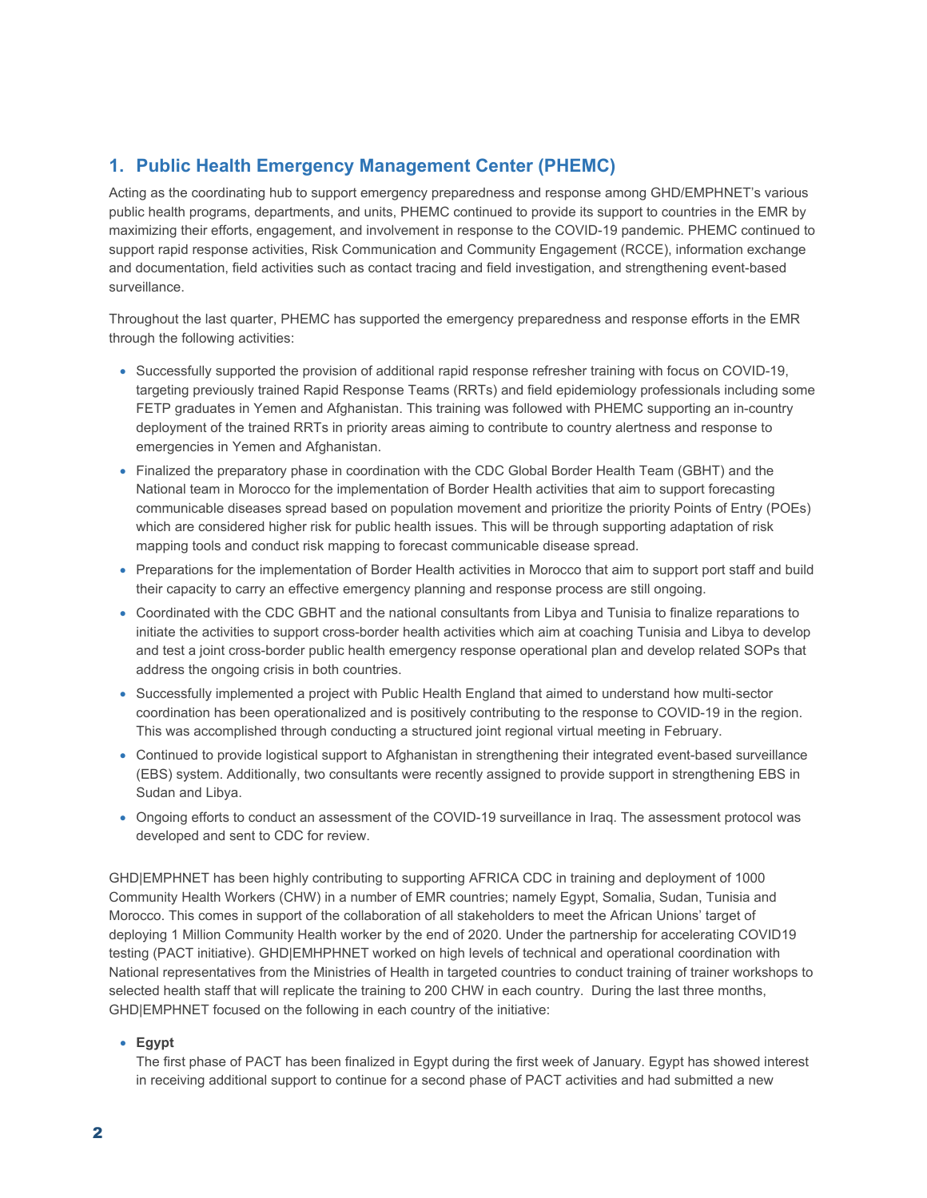## 1. Public Health Emergency Management Center (PHEMC)

Acting as the coordinating hub to support emergency preparedness and response among GHD/EMPHNET's various public health programs, departments, and units, PHEMC continued to provide its support to countries in the EMR by maximizing their efforts, engagement, and involvement in response to the COVID-19 pandemic. PHEMC continued to support rapid response activities, Risk Communication and Community Engagement (RCCE), information exchange and documentation, field activities such as contact tracing and field investigation, and strengthening event-based surveillance.

Throughout the last quarter, PHEMC has supported the emergency preparedness and response efforts in the EMR through the following activities:

- Successfully supported the provision of additional rapid response refresher training with focus on COVID-19, targeting previously trained Rapid Response Teams (RRTs) and field epidemiology professionals including some FETP graduates in Yemen and Afghanistan. This training was followed with PHEMC supporting an in-country deployment of the trained RRTs in priority areas aiming to contribute to country alertness and response to emergencies in Yemen and Afghanistan.
- Finalized the preparatory phase in coordination with the CDC Global Border Health Team (GBHT) and the National team in Morocco for the implementation of Border Health activities that aim to support forecasting communicable diseases spread based on population movement and prioritize the priority Points of Entry (POEs) which are considered higher risk for public health issues. This will be through supporting adaptation of risk mapping tools and conduct risk mapping to forecast communicable disease spread.
- Preparations for the implementation of Border Health activities in Morocco that aim to support port staff and build their capacity to carry an effective emergency planning and response process are still ongoing.
- Coordinated with the CDC GBHT and the national consultants from Libya and Tunisia to finalize reparations to initiate the activities to support cross-border health activities which aim at coaching Tunisia and Libya to develop and test a joint cross-border public health emergency response operational plan and develop related SOPs that address the ongoing crisis in both countries.
- Successfully implemented a project with Public Health England that aimed to understand how multi-sector coordination has been operationalized and is positively contributing to the response to COVID-19 in the region. This was accomplished through conducting a structured joint regional virtual meeting in February.
- Continued to provide logistical support to Afghanistan in strengthening their integrated event-based surveillance (EBS) system. Additionally, two consultants were recently assigned to provide support in strengthening EBS in Sudan and Libya.
- Ongoing efforts to conduct an assessment of the COVID-19 surveillance in Iraq. The assessment protocol was developed and sent to CDC for review.

GHD|EMPHNET has been highly contributing to supporting AFRICA CDC in training and deployment of 1000 Community Health Workers (CHW) in a number of EMR countries; namely Egypt, Somalia, Sudan, Tunisia and Morocco. This comes in support of the collaboration of all stakeholders to meet the African Unions' target of deploying 1 Million Community Health worker by the end of 2020. Under the partnership for accelerating COVID19 testing (PACT initiative). GHD|EMHPHNET worked on high levels of technical and operational coordination with National representatives from the Ministries of Health in targeted countries to conduct training of trainer workshops to selected health staff that will replicate the training to 200 CHW in each country. During the last three months, GHD|EMPHNET focused on the following in each country of the initiative:

- **Egypt**
  The first phase of PACT has been finalized in Egypt during the first week of January. Egypt has showed interest in receiving additional support to continue for a second phase of PACT activities and had submitted a new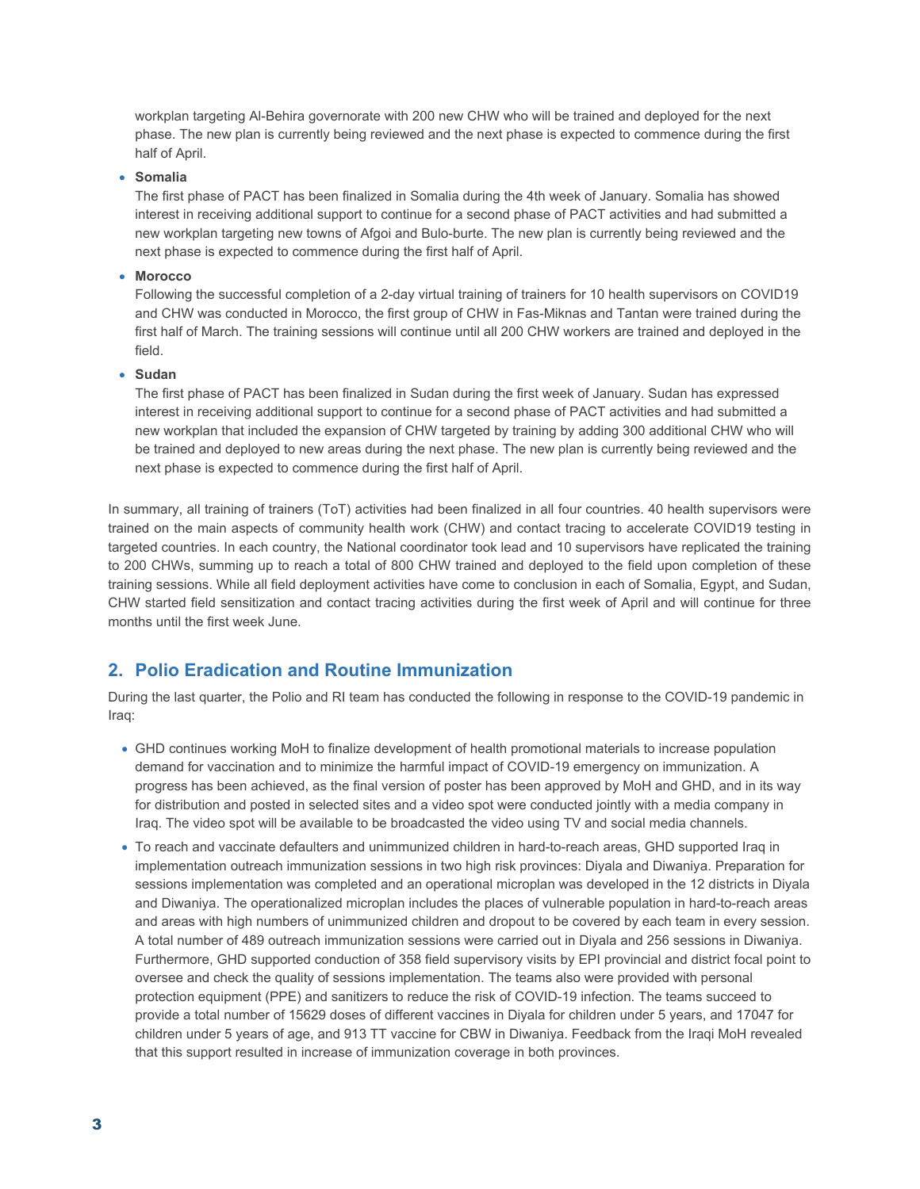workplan targeting Al-Behira governorate with 200 new CHW who will be trained and deployed for the next phase. The new plan is currently being reviewed and the next phase is expected to commence during the first half of April.

- **Somalia**
  The first phase of PACT has been finalized in Somalia during the 4th week of January. Somalia has showed interest in receiving additional support to continue for a second phase of PACT activities and had submitted a new workplan targeting new towns of Afgoi and Bulo-burte. The new plan is currently being reviewed and the next phase is expected to commence during the first half of April.
- **Morocco**
  Following the successful completion of a 2-day virtual training of trainers for 10 health supervisors on COVID19 and CHW was conducted in Morocco, the first group of CHW in Fas-Miknas and Tantan were trained during the first half of March. The training sessions will continue until all 200 CHW workers are trained and deployed in the field.
- **Sudan**
  The first phase of PACT has been finalized in Sudan during the first week of January. Sudan has expressed interest in receiving additional support to continue for a second phase of PACT activities and had submitted a new workplan that included the expansion of CHW targeted by training by adding 300 additional CHW who will be trained and deployed to new areas during the next phase. The new plan is currently being reviewed and the next phase is expected to commence during the first half of April.

In summary, all training of trainers (ToT) activities had been finalized in all four countries. 40 health supervisors were trained on the main aspects of community health work (CHW) and contact tracing to accelerate COVID19 testing in targeted countries. In each country, the National coordinator took lead and 10 supervisors have replicated the training to 200 CHWs, summing up to reach a total of 800 CHW trained and deployed to the field upon completion of these training sessions. While all field deployment activities have come to conclusion in each of Somalia, Egypt, and Sudan, CHW started field sensitization and contact tracing activities during the first week of April and will continue for three months until the first week June.

## 2. Polio Eradication and Routine Immunization

During the last quarter, the Polio and RI team has conducted the following in response to the COVID-19 pandemic in Iraq:

- GHD continues working MoH to finalize development of health promotional materials to increase population demand for vaccination and to minimize the harmful impact of COVID-19 emergency on immunization. A progress has been achieved, as the final version of poster has been approved by MoH and GHD, and in its way for distribution and posted in selected sites and a video spot were conducted jointly with a media company in Iraq. The video spot will be available to be broadcasted the video using TV and social media channels.
- To reach and vaccinate defaulters and unimmunized children in hard-to-reach areas, GHD supported Iraq in implementation outreach immunization sessions in two high risk provinces: Diyala and Diwaniya. Preparation for sessions implementation was completed and an operational microplan was developed in the 12 districts in Diyala and Diwaniya. The operationalized microplan includes the places of vulnerable population in hard-to-reach areas and areas with high numbers of unimmunized children and dropout to be covered by each team in every session. A total number of 489 outreach immunization sessions were carried out in Diyala and 256 sessions in Diwaniya. Furthermore, GHD supported conduction of 358 field supervisory visits by EPI provincial and district focal point to oversee and check the quality of sessions implementation. The teams also were provided with personal protection equipment (PPE) and sanitizers to reduce the risk of COVID-19 infection. The teams succeed to provide a total number of 15629 doses of different vaccines in Diyala for children under 5 years, and 17047 for children under 5 years of age, and 913 TT vaccine for CBW in Diwaniya. Feedback from the Iraqi MoH revealed that this support resulted in increase of immunization coverage in both provinces.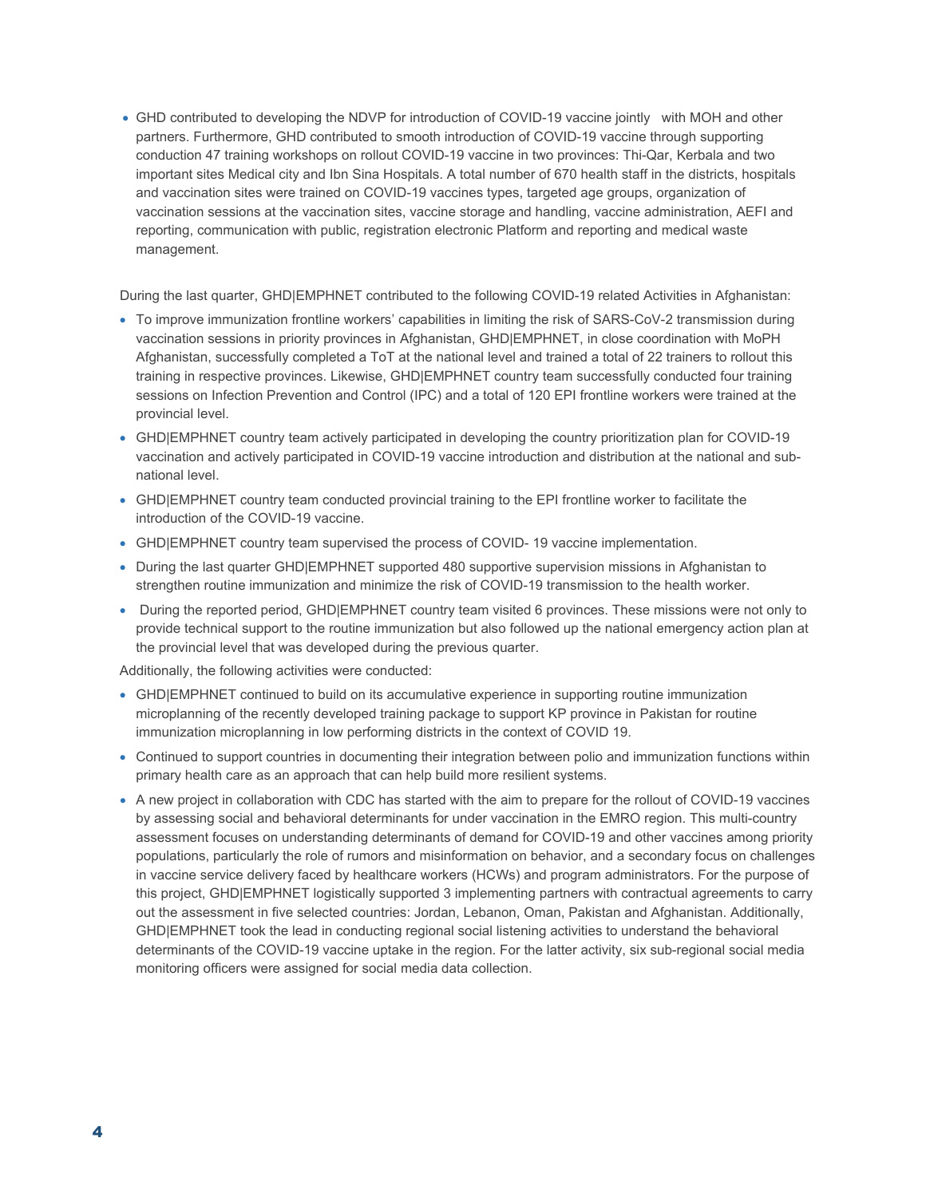- GHD contributed to developing the NDVP for introduction of COVID-19 vaccine jointly with MOH and other partners. Furthermore, GHD contributed to smooth introduction of COVID-19 vaccine through supporting conduction 47 training workshops on rollout COVID-19 vaccine in two provinces: Thi-Qar, Kerbala and two important sites Medical city and Ibn Sina Hospitals. A total number of 670 health staff in the districts, hospitals and vaccination sites were trained on COVID-19 vaccines types, targeted age groups, organization of vaccination sessions at the vaccination sites, vaccine storage and handling, vaccine administration, AEFI and reporting, communication with public, registration electronic Platform and reporting and medical waste management.

During the last quarter, GHD|EMPHNET contributed to the following COVID-19 related Activities in Afghanistan:

- To improve immunization frontline workers' capabilities in limiting the risk of SARS-CoV-2 transmission during vaccination sessions in priority provinces in Afghanistan, GHD|EMPHNET, in close coordination with MoPH Afghanistan, successfully completed a ToT at the national level and trained a total of 22 trainers to rollout this training in respective provinces. Likewise, GHD|EMPHNET country team successfully conducted four training sessions on Infection Prevention and Control (IPC) and a total of 120 EPI frontline workers were trained at the provincial level.
- GHD|EMPHNET country team actively participated in developing the country prioritization plan for COVID-19 vaccination and actively participated in COVID-19 vaccine introduction and distribution at the national and sub-national level.
- GHD|EMPHNET country team conducted provincial training to the EPI frontline worker to facilitate the introduction of the COVID-19 vaccine.
- GHD|EMPHNET country team supervised the process of COVID- 19 vaccine implementation.
- During the last quarter GHD|EMPHNET supported 480 supportive supervision missions in Afghanistan to strengthen routine immunization and minimize the risk of COVID-19 transmission to the health worker.
- During the reported period, GHD|EMPHNET country team visited 6 provinces. These missions were not only to provide technical support to the routine immunization but also followed up the national emergency action plan at the provincial level that was developed during the previous quarter.

Additionally, the following activities were conducted:

- GHD|EMPHNET continued to build on its accumulative experience in supporting routine immunization microplanning of the recently developed training package to support KP province in Pakistan for routine immunization microplanning in low performing districts in the context of COVID 19.
- Continued to support countries in documenting their integration between polio and immunization functions within primary health care as an approach that can help build more resilient systems.
- A new project in collaboration with CDC has started with the aim to prepare for the rollout of COVID-19 vaccines by assessing social and behavioral determinants for under vaccination in the EMRO region. This multi-country assessment focuses on understanding determinants of demand for COVID-19 and other vaccines among priority populations, particularly the role of rumors and misinformation on behavior, and a secondary focus on challenges in vaccine service delivery faced by healthcare workers (HCWs) and program administrators. For the purpose of this project, GHD|EMPHNET logistically supported 3 implementing partners with contractual agreements to carry out the assessment in five selected countries: Jordan, Lebanon, Oman, Pakistan and Afghanistan. Additionally, GHD|EMPHNET took the lead in conducting regional social listening activities to understand the behavioral determinants of the COVID-19 vaccine uptake in the region. For the latter activity, six sub-regional social media monitoring officers were assigned for social media data collection.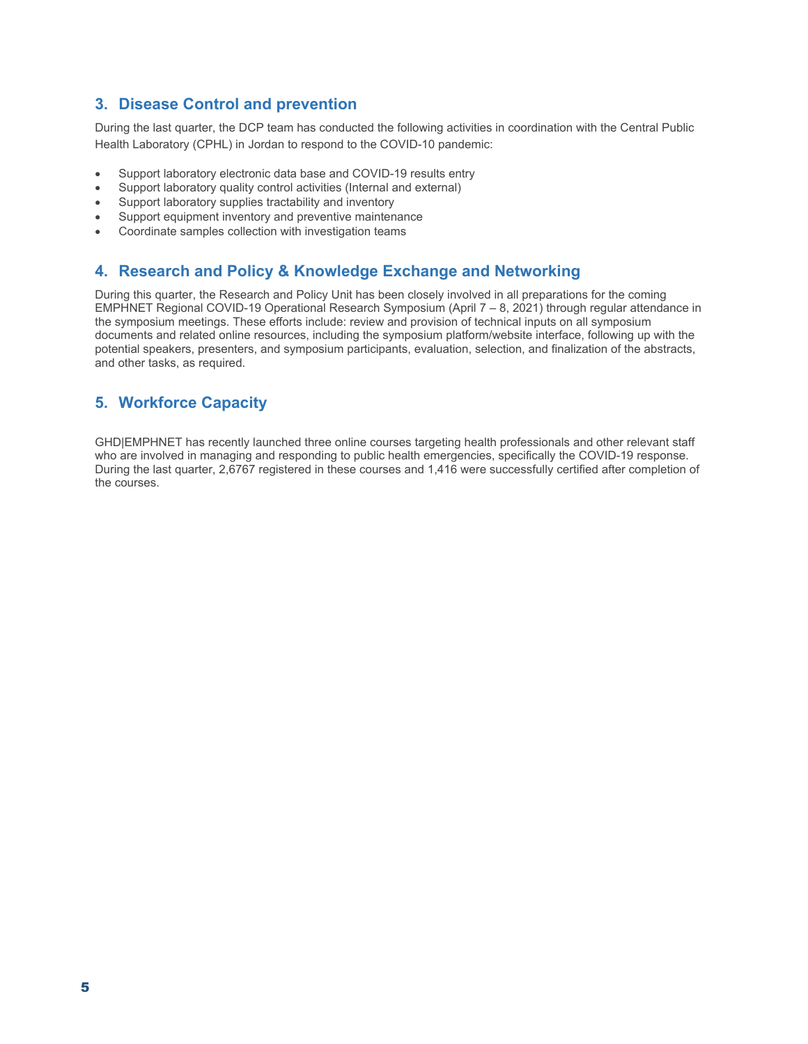## 3. Disease Control and prevention

During the last quarter, the DCP team has conducted the following activities in coordination with the Central Public Health Laboratory (CPHL) in Jordan to respond to the COVID-10 pandemic:

- Support laboratory electronic data base and COVID-19 results entry
- Support laboratory quality control activities (Internal and external)
- Support laboratory supplies tractability and inventory
- Support equipment inventory and preventive maintenance
- Coordinate samples collection with investigation teams

## 4. Research and Policy & Knowledge Exchange and Networking

During this quarter, the Research and Policy Unit has been closely involved in all preparations for the coming EMPHNET Regional COVID-19 Operational Research Symposium (April 7 – 8, 2021) through regular attendance in the symposium meetings. These efforts include: review and provision of technical inputs on all symposium documents and related online resources, including the symposium platform/website interface, following up with the potential speakers, presenters, and symposium participants, evaluation, selection, and finalization of the abstracts, and other tasks, as required.

## 5. Workforce Capacity

GHD|EMPHNET has recently launched three online courses targeting health professionals and other relevant staff who are involved in managing and responding to public health emergencies, specifically the COVID-19 response. During the last quarter, 2,6767 registered in these courses and 1,416 were successfully certified after completion of the courses.